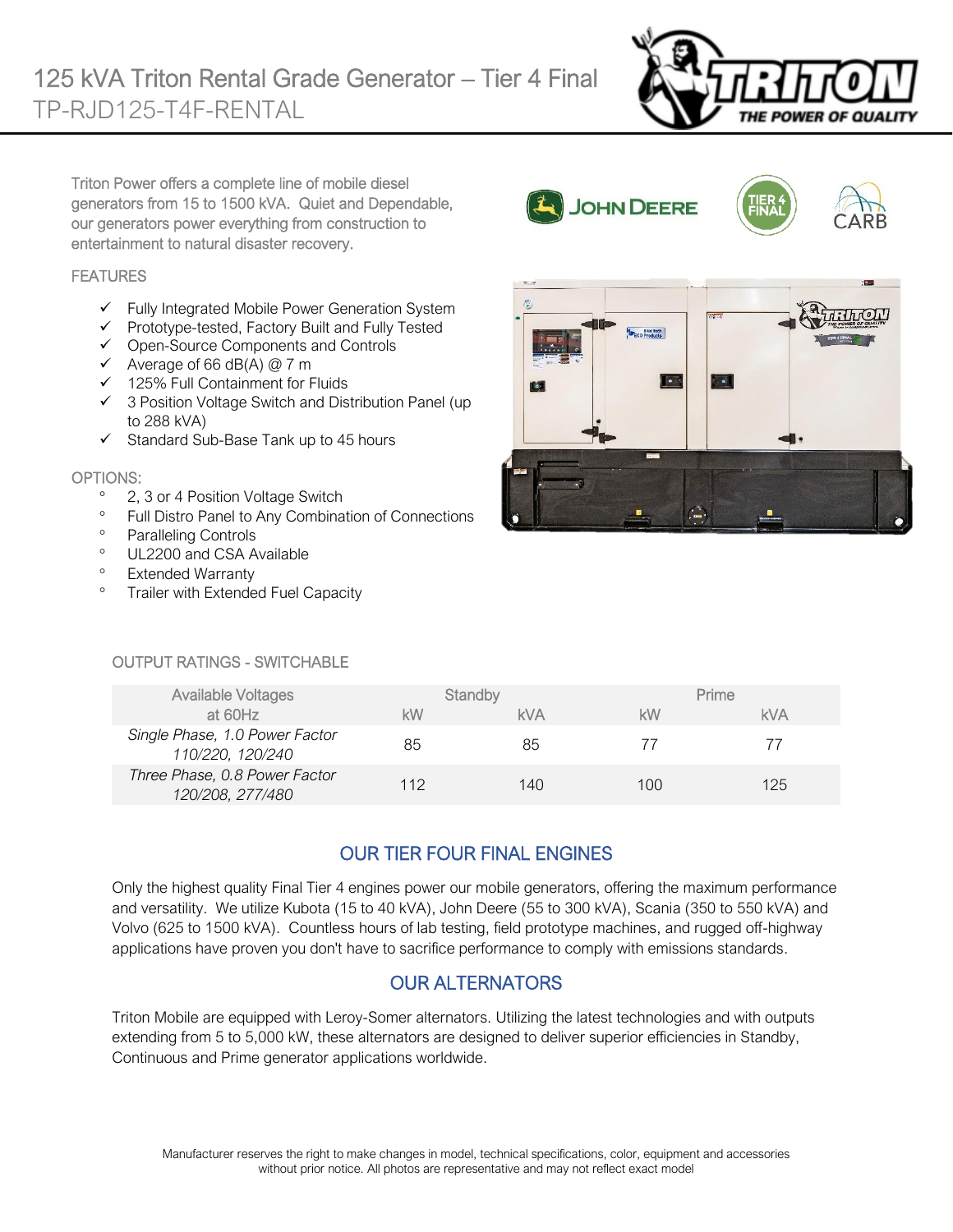# 125 kVA Triton Rental Grade Generator – Tier 4 Final

## TP-RJD125-T4F-RENTAL

Triton Power offers a complete line of mobile diesel generators from 15 to 1500 kVA. Quiet and Dependable, our generators power everything from construction to entertainment to natural disaster recovery.

### FEATURES

- ✓ Fully Integrated Mobile Power Generation System
- ✓ Prototype-tested, Factory Built and Fully Tested
- ✓ Open-Source Components and Controls
- ✓ Average of 66 dB(A) @ 7 m
- ✓ 125% Full Containment for Fluids
- ✓ 3 Position Voltage Switch and Distribution Panel (up to 288 kVA)
- ✓ Standard Sub-Base Tank up to 45 hours

### OPTIONS:

- 2, 3 or 4 Position Voltage Switch
- Full Distro Panel to Any Combination of Connections
- Paralleling Controls
- UL2200 and CSA Available
- Extended Warranty
- Trailer with Extended Fuel Capacity

### OUTPUT RATINGS - SWITCHABLE

| Available Voltages at 60Hz | Standby | | Prime | |
|---|---|---|---|---|
| | kW | kVA | kW | kVA |
| *Single Phase, 1.0 Power Factor 110/220, 120/240* | 85 | 85 | 77 | 77 |
| *Three Phase, 0.8 Power Factor 120/208, 277/480* | 112 | 140 | 100 | 125 |

## OUR TIER FOUR FINAL ENGINES

Only the highest quality Final Tier 4 engines power our mobile generators, offering the maximum performance and versatility. We utilize Kubota (15 to 40 kVA), John Deere (55 to 300 kVA), Scania (350 to 550 kVA) and Volvo (625 to 1500 kVA). Countless hours of lab testing, field prototype machines, and rugged off-highway applications have proven you don't have to sacrifice performance to comply with emissions standards.

## OUR ALTERNATORS

Triton Mobile are equipped with Leroy-Somer alternators. Utilizing the latest technologies and with outputs extending from 5 to 5,000 kW, these alternators are designed to deliver superior efficiencies in Standby, Continuous and Prime generator applications worldwide.

Manufacturer reserves the right to make changes in model, technical specifications, color, equipment and accessories without prior notice. All photos are representative and may not reflect exact model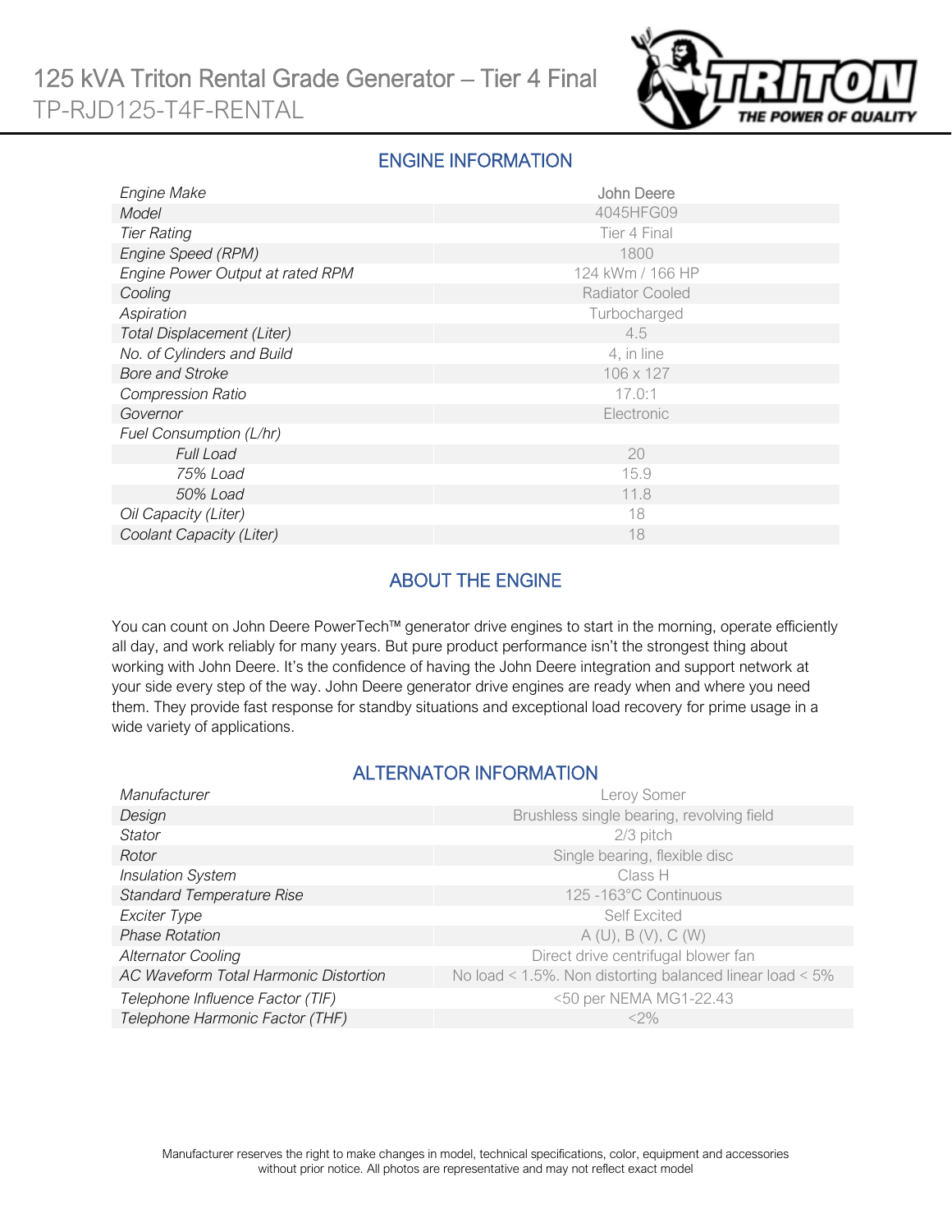# 125 kVA Triton Rental Grade Generator – Tier 4 Final

TP-RJD125-T4F-RENTAL

## ENGINE INFORMATION

| | |
|---|---|
| *Engine Make* | John Deere |
| *Model* | 4045HFG09 |
| *Tier Rating* | Tier 4 Final |
| *Engine Speed (RPM)* | 1800 |
| *Engine Power Output at rated RPM* | 124 kWm / 166 HP |
| *Cooling* | Radiator Cooled |
| *Aspiration* | Turbocharged |
| *Total Displacement (Liter)* | 4.5 |
| *No. of Cylinders and Build* | 4, in line |
| *Bore and Stroke* | 106 x 127 |
| *Compression Ratio* | 17.0:1 |
| *Governor* | Electronic |
| *Fuel Consumption (L/hr)* | |
| *Full Load* | 20 |
| *75% Load* | 15.9 |
| *50% Load* | 11.8 |
| *Oil Capacity (Liter)* | 18 |
| *Coolant Capacity (Liter)* | 18 |

## ABOUT THE ENGINE

You can count on John Deere PowerTech™ generator drive engines to start in the morning, operate efficiently all day, and work reliably for many years. But pure product performance isn't the strongest thing about working with John Deere. It's the confidence of having the John Deere integration and support network at your side every step of the way. John Deere generator drive engines are ready when and where you need them. They provide fast response for standby situations and exceptional load recovery for prime usage in a wide variety of applications.

## ALTERNATOR INFORMATION

| | |
|---|---|
| *Manufacturer* | Leroy Somer |
| *Design* | Brushless single bearing, revolving field |
| *Stator* | 2/3 pitch |
| *Rotor* | Single bearing, flexible disc |
| *Insulation System* | Class H |
| *Standard Temperature Rise* | 125 -163°C Continuous |
| *Exciter Type* | Self Excited |
| *Phase Rotation* | A (U), B (V), C (W) |
| *Alternator Cooling* | Direct drive centrifugal blower fan |
| *AC Waveform Total Harmonic Distortion* | No load < 1.5%. Non distorting balanced linear load < 5% |
| *Telephone Influence Factor (TIF)* | <50 per NEMA MG1-22.43 |
| *Telephone Harmonic Factor (THF)* | <2% |

Manufacturer reserves the right to make changes in model, technical specifications, color, equipment and accessories without prior notice. All photos are representative and may not reflect exact model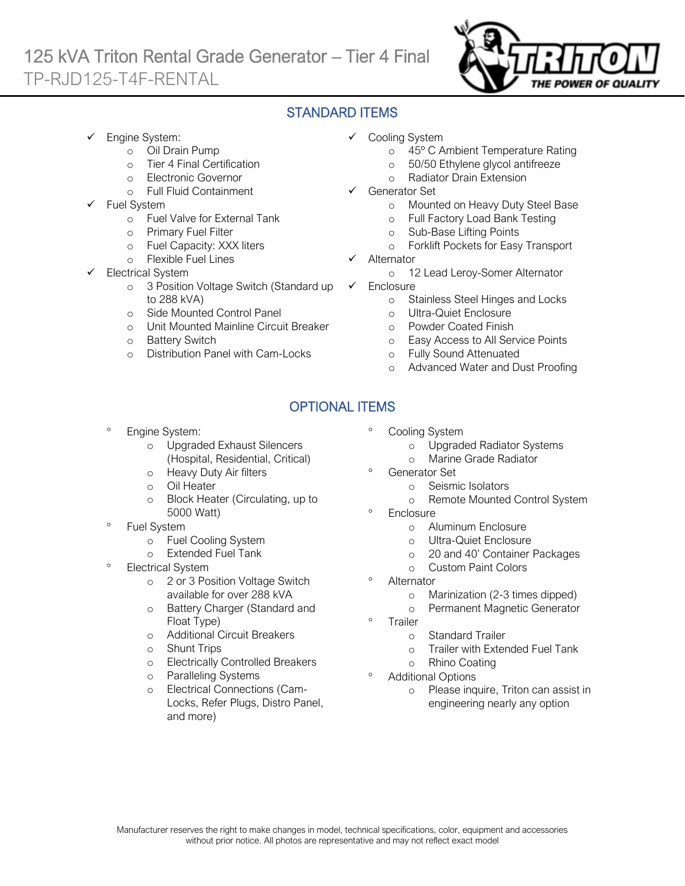# 125 kVA Triton Rental Grade Generator – Tier 4 Final

TP-RJD125-T4F-RENTAL

## STANDARD ITEMS

- ✓ Engine System:
  - Oil Drain Pump
  - Tier 4 Final Certification
  - Electronic Governor
  - Full Fluid Containment
- ✓ Fuel System
  - Fuel Valve for External Tank
  - Primary Fuel Filter
  - Fuel Capacity: XXX liters
  - Flexible Fuel Lines
- ✓ Electrical System
  - 3 Position Voltage Switch (Standard up to 288 kVA)
  - Side Mounted Control Panel
  - Unit Mounted Mainline Circuit Breaker
  - Battery Switch
  - Distribution Panel with Cam-Locks
- ✓ Cooling System
  - 45º C Ambient Temperature Rating
  - 50/50 Ethylene glycol antifreeze
  - Radiator Drain Extension
- ✓ Generator Set
  - Mounted on Heavy Duty Steel Base
  - Full Factory Load Bank Testing
  - Sub-Base Lifting Points
  - Forklift Pockets for Easy Transport
- ✓ Alternator
  - 12 Lead Leroy-Somer Alternator
- ✓ Enclosure
  - Stainless Steel Hinges and Locks
  - Ultra-Quiet Enclosure
  - Powder Coated Finish
  - Easy Access to All Service Points
  - Fully Sound Attenuated
  - Advanced Water and Dust Proofing

## OPTIONAL ITEMS

- Engine System:
  - Upgraded Exhaust Silencers (Hospital, Residential, Critical)
  - Heavy Duty Air filters
  - Oil Heater
  - Block Heater (Circulating, up to 5000 Watt)
- Fuel System
  - Fuel Cooling System
  - Extended Fuel Tank
- Electrical System
  - 2 or 3 Position Voltage Switch available for over 288 kVA
  - Battery Charger (Standard and Float Type)
  - Additional Circuit Breakers
  - Shunt Trips
  - Electrically Controlled Breakers
  - Paralleling Systems
  - Electrical Connections (Cam-Locks, Refer Plugs, Distro Panel, and more)
- Cooling System
  - Upgraded Radiator Systems
  - Marine Grade Radiator
- Generator Set
  - Seismic Isolators
  - Remote Mounted Control System
- Enclosure
  - Aluminum Enclosure
  - Ultra-Quiet Enclosure
  - 20 and 40' Container Packages
  - Custom Paint Colors
- Alternator
  - Marinization (2-3 times dipped)
  - Permanent Magnetic Generator
- Trailer
  - Standard Trailer
  - Trailer with Extended Fuel Tank
  - Rhino Coating
- Additional Options
  - Please inquire, Triton can assist in engineering nearly any option

Manufacturer reserves the right to make changes in model, technical specifications, color, equipment and accessories without prior notice. All photos are representative and may not reflect exact model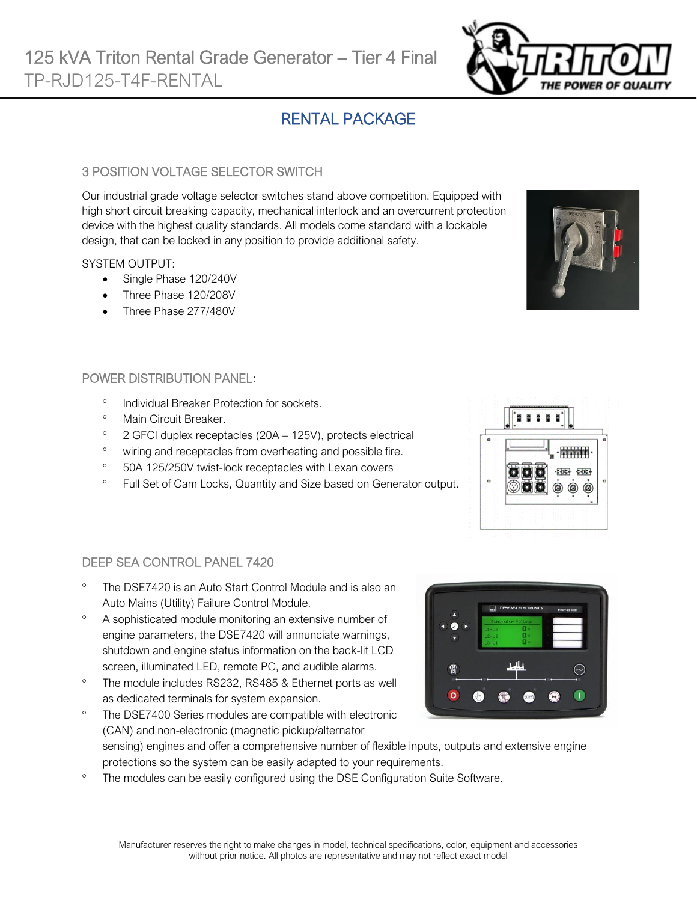# 125 kVA Triton Rental Grade Generator – Tier 4 Final

TP-RJD125-T4F-RENTAL

## RENTAL PACKAGE

### 3 POSITION VOLTAGE SELECTOR SWITCH

Our industrial grade voltage selector switches stand above competition. Equipped with high short circuit breaking capacity, mechanical interlock and an overcurrent protection device with the highest quality standards. All models come standard with a lockable design, that can be locked in any position to provide additional safety.

SYSTEM OUTPUT:

- Single Phase 120/240V
- Three Phase 120/208V
- Three Phase 277/480V

### POWER DISTRIBUTION PANEL:

- Individual Breaker Protection for sockets.
- Main Circuit Breaker.
- 2 GFCI duplex receptacles (20A – 125V), protects electrical
- wiring and receptacles from overheating and possible fire.
- 50A 125/250V twist-lock receptacles with Lexan covers
- Full Set of Cam Locks, Quantity and Size based on Generator output.

### DEEP SEA CONTROL PANEL 7420

- The DSE7420 is an Auto Start Control Module and is also an Auto Mains (Utility) Failure Control Module.
- A sophisticated module monitoring an extensive number of engine parameters, the DSE7420 will annunciate warnings, shutdown and engine status information on the back-lit LCD screen, illuminated LED, remote PC, and audible alarms.
- The module includes RS232, RS485 & Ethernet ports as well as dedicated terminals for system expansion.
- The DSE7400 Series modules are compatible with electronic (CAN) and non-electronic (magnetic pickup/alternator sensing) engines and offer a comprehensive number of flexible inputs, outputs and extensive engine protections so the system can be easily adapted to your requirements.
- The modules can be easily configured using the DSE Configuration Suite Software.

Manufacturer reserves the right to make changes in model, technical specifications, color, equipment and accessories without prior notice. All photos are representative and may not reflect exact model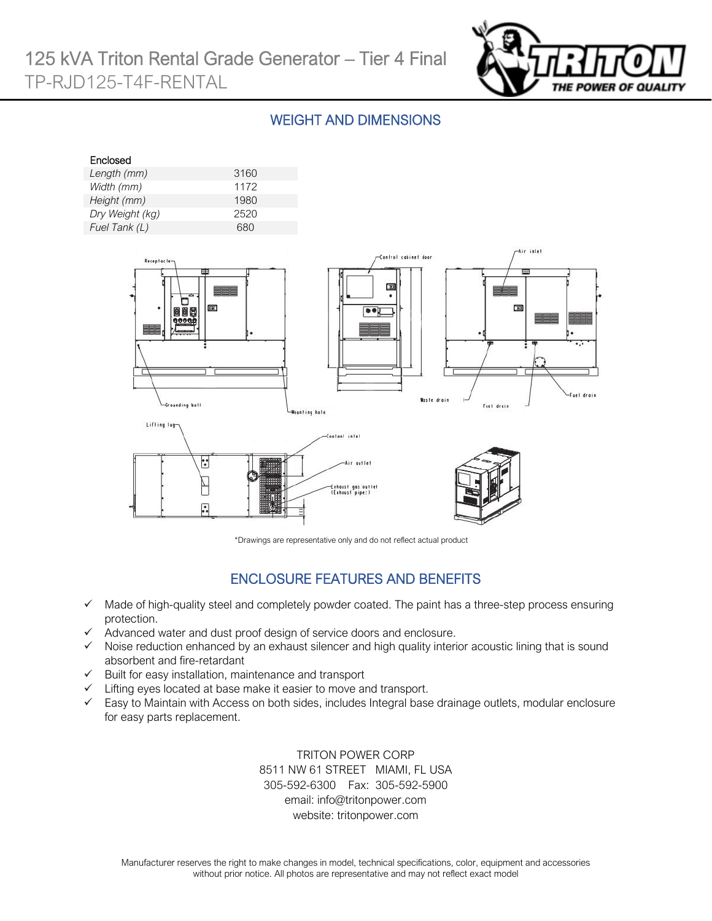# 125 kVA Triton Rental Grade Generator – Tier 4 Final

TP-RJD125-T4F-RENTAL

## WEIGHT AND DIMENSIONS

| Enclosed | |
|---|---|
| *Length (mm)* | 3160 |
| *Width (mm)* | 1172 |
| *Height (mm)* | 1980 |
| *Dry Weight (kg)* | 2520 |
| *Fuel Tank (L)* | 680 |

Receptacle
Control cabinet door
Air inlet
Grounding bolt
Mounting hole
Waste drain
Fuel drain
Fuel drain
Lifting lug
Coolant inlet
Air outlet
Exhaust gas outlet
(Exhaust pipe:)

*Drawings are representative only and do not reflect actual product

## ENCLOSURE FEATURES AND BENEFITS

- ✓ Made of high-quality steel and completely powder coated. The paint has a three-step process ensuring protection.
- ✓ Advanced water and dust proof design of service doors and enclosure.
- ✓ Noise reduction enhanced by an exhaust silencer and high quality interior acoustic lining that is sound absorbent and fire-retardant
- ✓ Built for easy installation, maintenance and transport
- ✓ Lifting eyes located at base make it easier to move and transport.
- ✓ Easy to Maintain with Access on both sides, includes Integral base drainage outlets, modular enclosure for easy parts replacement.

TRITON POWER CORP
8511 NW 61 STREET MIAMI, FL USA
305-592-6300 Fax: 305-592-5900
email: info@tritonpower.com
website: tritonpower.com

Manufacturer reserves the right to make changes in model, technical specifications, color, equipment and accessories without prior notice. All photos are representative and may not reflect exact model